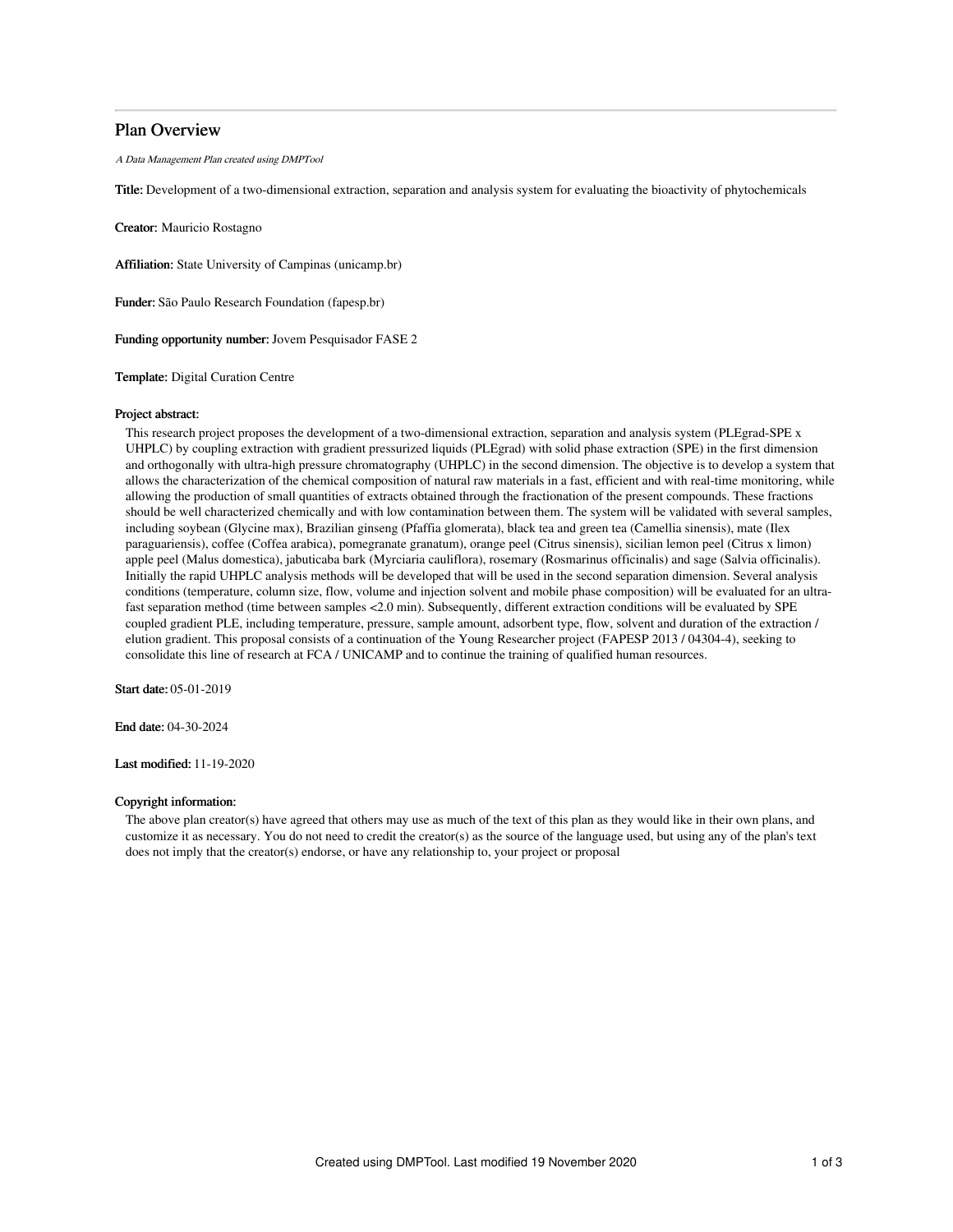# Plan Overview

*A Data Management Plan created using DMPTool*

**Title:** Development of a two-dimensional extraction, separation and analysis system for evaluating the bioactivity of phytochemicals

**Creator:** Mauricio Rostagno

**Affiliation:** State University of Campinas (unicamp.br)

**Funder:** São Paulo Research Foundation (fapesp.br)

**Funding opportunity number:** Jovem Pesquisador FASE 2

**Template:** Digital Curation Centre

**Project abstract:**

This research project proposes the development of a two-dimensional extraction, separation and analysis system (PLEgrad-SPE x UHPLC) by coupling extraction with gradient pressurized liquids (PLEgrad) with solid phase extraction (SPE) in the first dimension and orthogonally with ultra-high pressure chromatography (UHPLC) in the second dimension. The objective is to develop a system that allows the characterization of the chemical composition of natural raw materials in a fast, efficient and with real-time monitoring, while allowing the production of small quantities of extracts obtained through the fractionation of the present compounds. These fractions should be well characterized chemically and with low contamination between them. The system will be validated with several samples, including soybean (Glycine max), Brazilian ginseng (Pfaffia glomerata), black tea and green tea (Camellia sinensis), mate (Ilex paraguariensis), coffee (Coffea arabica), pomegranate granatum), orange peel (Citrus sinensis), sicilian lemon peel (Citrus x limon) apple peel (Malus domestica), jabuticaba bark (Myrciaria cauliflora), rosemary (Rosmarinus officinalis) and sage (Salvia officinalis). Initially the rapid UHPLC analysis methods will be developed that will be used in the second separation dimension. Several analysis conditions (temperature, column size, flow, volume and injection solvent and mobile phase composition) will be evaluated for an ultra-fast separation method (time between samples <2.0 min). Subsequently, different extraction conditions will be evaluated by SPE coupled gradient PLE, including temperature, pressure, sample amount, adsorbent type, flow, solvent and duration of the extraction / elution gradient. This proposal consists of a continuation of the Young Researcher project (FAPESP 2013 / 04304-4), seeking to consolidate this line of research at FCA / UNICAMP and to continue the training of qualified human resources.

**Start date:** 05-01-2019

**End date:** 04-30-2024

**Last modified:** 11-19-2020

**Copyright information:**

The above plan creator(s) have agreed that others may use as much of the text of this plan as they would like in their own plans, and customize it as necessary. You do not need to credit the creator(s) as the source of the language used, but using any of the plan's text does not imply that the creator(s) endorse, or have any relationship to, your project or proposal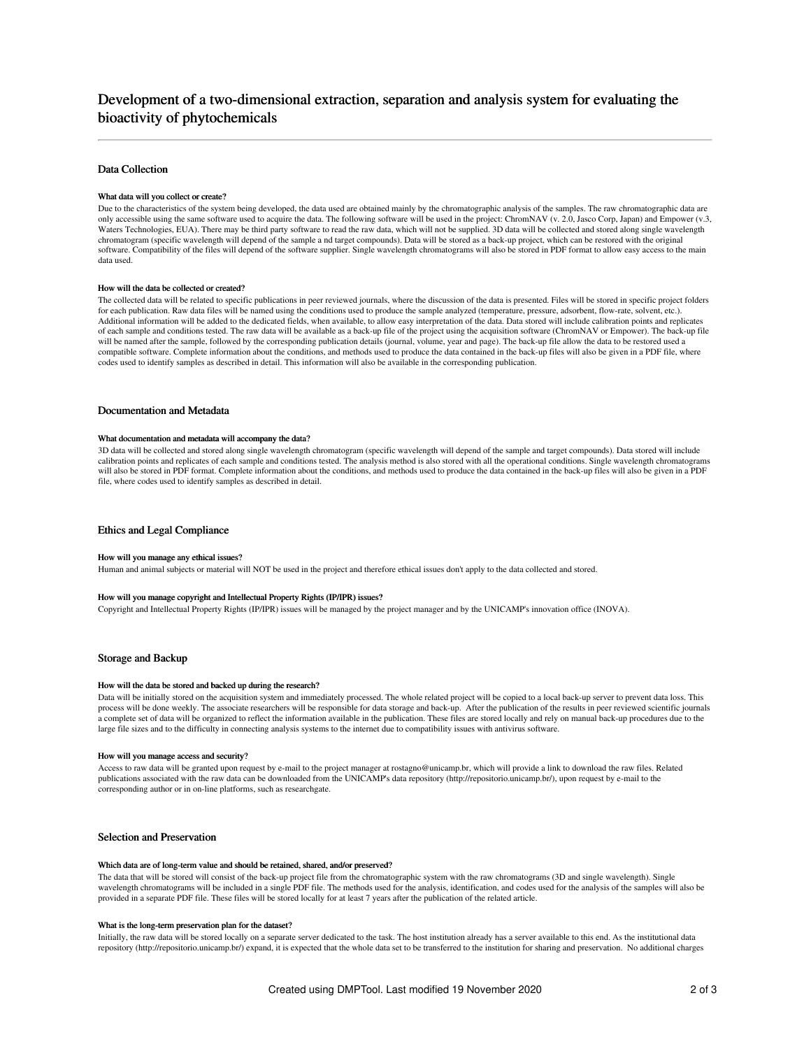# Development of a two-dimensional extraction, separation and analysis system for evaluating the bioactivity of phytochemicals

## Data Collection

### What data will you collect or create?

Due to the characteristics of the system being developed, the data used are obtained mainly by the chromatographic analysis of the samples. The raw chromatographic data are only accessible using the same software used to acquire the data. The following software will be used in the project: ChromNAV (v. 2.0, Jasco Corp, Japan) and Empower (v.3, Waters Technologies, EUA). There may be third party software to read the raw data, which will not be supplied. 3D data will be collected and stored along single wavelength chromatogram (specific wavelength will depend of the sample a nd target compounds). Data will be stored as a back-up project, which can be restored with the original software. Compatibility of the files will depend of the software supplier. Single wavelength chromatograms will also be stored in PDF format to allow easy access to the main data used.

### How will the data be collected or created?

The collected data will be related to specific publications in peer reviewed journals, where the discussion of the data is presented. Files will be stored in specific project folders for each publication. Raw data files will be named using the conditions used to produce the sample analyzed (temperature, pressure, adsorbent, flow-rate, solvent, etc.). Additional information will be added to the dedicated fields, when available, to allow easy interpretation of the data. Data stored will include calibration points and replicates of each sample and conditions tested. The raw data will be available as a back-up file of the project using the acquisition software (ChromNAV or Empower). The back-up file will be named after the sample, followed by the corresponding publication details (journal, volume, year and page). The back-up file allow the data to be restored used a compatible software. Complete information about the conditions, and methods used to produce the data contained in the back-up files will also be given in a PDF file, where codes used to identify samples as described in detail. This information will also be available in the corresponding publication.

## Documentation and Metadata

### What documentation and metadata will accompany the data?

3D data will be collected and stored along single wavelength chromatogram (specific wavelength will depend of the sample and target compounds). Data stored will include calibration points and replicates of each sample and conditions tested. The analysis method is also stored with all the operational conditions. Single wavelength chromatograms will also be stored in PDF format. Complete information about the conditions, and methods used to produce the data contained in the back-up files will also be given in a PDF file, where codes used to identify samples as described in detail.

## Ethics and Legal Compliance

### How will you manage any ethical issues?

Human and animal subjects or material will NOT be used in the project and therefore ethical issues don't apply to the data collected and stored.

### How will you manage copyright and Intellectual Property Rights (IP/IPR) issues?

Copyright and Intellectual Property Rights (IP/IPR) issues will be managed by the project manager and by the UNICAMP's innovation office (INOVA).

## Storage and Backup

### How will the data be stored and backed up during the research?

Data will be initially stored on the acquisition system and immediately processed. The whole related project will be copied to a local back-up server to prevent data loss. This process will be done weekly. The associate researchers will be responsible for data storage and back-up. After the publication of the results in peer reviewed scientific journals a complete set of data will be organized to reflect the information available in the publication. These files are stored locally and rely on manual back-up procedures due to the large file sizes and to the difficulty in connecting analysis systems to the internet due to compatibility issues with antivirus software.

### How will you manage access and security?

Access to raw data will be granted upon request by e-mail to the project manager at rostagno@unicamp.br, which will provide a link to download the raw files. Related publications associated with the raw data can be downloaded from the UNICAMP's data repository (http://repositorio.unicamp.br/), upon request by e-mail to the corresponding author or in on-line platforms, such as researchgate.

## Selection and Preservation

### Which data are of long-term value and should be retained, shared, and/or preserved?

The data that will be stored will consist of the back-up project file from the chromatographic system with the raw chromatograms (3D and single wavelength). Single wavelength chromatograms will be included in a single PDF file. The methods used for the analysis, identification, and codes used for the analysis of the samples will also be provided in a separate PDF file. These files will be stored locally for at least 7 years after the publication of the related article.

### What is the long-term preservation plan for the dataset?

Initially, the raw data will be stored locally on a separate server dedicated to the task. The host institution already has a server available to this end. As the institutional data repository (http://repositorio.unicamp.br/) expand, it is expected that the whole data set to be transferred to the institution for sharing and preservation. No additional charges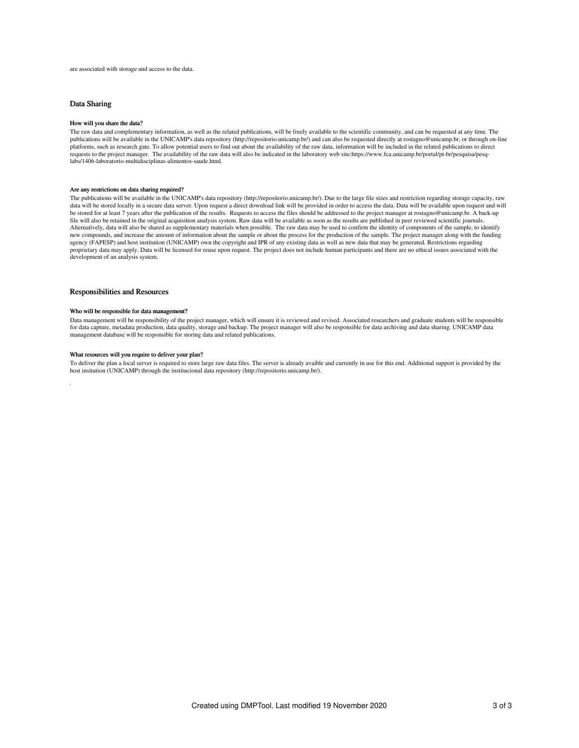are associated with storage and access to the data.

## Data Sharing

#### How will you share the data?

The raw data and complementary information, as well as the related publications, will be freely available to the scientific community, and can be requested at any time. The publications will be available in the UNICAMP's data repository (http://repositorio.unicamp.br/) and can also be requested directly at rostagno@unicamp.br, or through on-line platforms, such as research gate. To allow potential users to find out about the availability of the raw data, information will be included in the related publications to direct requests to the project manager. The availability of the raw data will also be indicated in the laboratory web site:https://www.fca.unicamp.br/portal/pt-br/pesquisa/pesq-labs/1406-laboratorio-multidisciplinas-alimentos-saude.html.

#### Are any restrictions on data sharing required?

The publications will be available in the UNICAMP's data repository (http://repositorio.unicamp.br/). Due to the large file sizes and restriction regarding storage capacity, raw data will be stored locally in a secure data server. Upon request a direct download link will be provided in order to access the data. Data will be available upon request and will be stored for at least 7 years after the publication of the results. Requests to access the files should be addressed to the project manager at rostagno@unicamp.br. A back-up file will also be retained in the original acquisition analysis system. Raw data will be available as soon as the results are published in peer reviewed scientific journals. Alternatively, data will also be shared as supplementary materials when possible. The raw data may be used to confirm the identity of components of the sample, to identify new compounds, and increase the amount of information about the sample or about the process for the production of the sample. The project manager along with the funding agency (FAPESP) and host institution (UNICAMP) own the copyright and IPR of any existing data as well as new data that may be generated. Restrictions regarding proprietary data may apply. Data will be licensed for reuse upon request. The project does not include human participants and there are no ethical issues associated with the development of an analysis system.

## Responsibilities and Resources

#### Who will be responsible for data management?

Data management will be responsibility of the project manager, which will ensure it is reviewed and revised. Associated researchers and graduate students will be responsible for data capture, metadata production, data quality, storage and backup. The project manager will also be responsible for data archiving and data sharing. UNICAMP data management database will be responsible for storing data and related publications.

#### What resources will you require to deliver your plan?

To deliver the plan a local server is required to store large raw data files. The server is already avaible and currently in use for this end. Additional support is provided by the host insitution (UNICAMP) through the institucional data repository (http://repositorio.unicamp.br/).